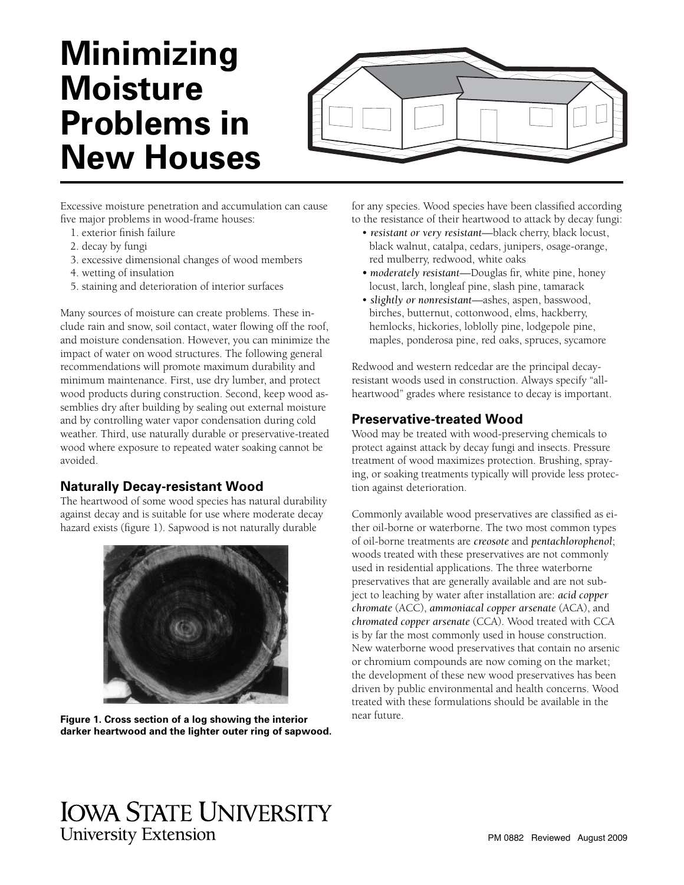# Minimizing Moisture Problems in New Houses

Excessive moisture penetration and accumulation can cause five major problems in wood-frame houses:

1. exterior finish failure
2. decay by fungi
3. excessive dimensional changes of wood members
4. wetting of insulation
5. staining and deterioration of interior surfaces

Many sources of moisture can create problems. These include rain and snow, soil contact, water flowing off the roof, and moisture condensation. However, you can minimize the impact of water on wood structures. The following general recommendations will promote maximum durability and minimum maintenance. First, use dry lumber, and protect wood products during construction. Second, keep wood assemblies dry after building by sealing out external moisture and by controlling water vapor condensation during cold weather. Third, use naturally durable or preservative-treated wood where exposure to repeated water soaking cannot be avoided.

## Naturally Decay-resistant Wood

The heartwood of some wood species has natural durability against decay and is suitable for use where moderate decay hazard exists (figure 1). Sapwood is not naturally durable for any species. Wood species have been classified according to the resistance of their heartwood to attack by decay fungi:

- *resistant or very resistant*—black cherry, black locust, black walnut, catalpa, cedars, junipers, osage-orange, red mulberry, redwood, white oaks
- *moderately resistant*—Douglas fir, white pine, honey locust, larch, longleaf pine, slash pine, tamarack
- *slightly or nonresistant*—ashes, aspen, basswood, birches, butternut, cottonwood, elms, hackberry, hemlocks, hickories, loblolly pine, lodgepole pine, maples, ponderosa pine, red oaks, spruces, sycamore

**Figure 1. Cross section of a log showing the interior darker heartwood and the lighter outer ring of sapwood.**

Redwood and western redcedar are the principal decay-resistant woods used in construction. Always specify "all-heartwood" grades where resistance to decay is important.

## Preservative-treated Wood

Wood may be treated with wood-preserving chemicals to protect against attack by decay fungi and insects. Pressure treatment of wood maximizes protection. Brushing, spraying, or soaking treatments typically will provide less protection against deterioration.

Commonly available wood preservatives are classified as either oil-borne or waterborne. The two most common types of oil-borne treatments are *creosote* and *pentachlorophenol*; woods treated with these preservatives are not commonly used in residential applications. The three waterborne preservatives that are generally available and are not subject to leaching by water after installation are: *acid copper chromate* (ACC), *ammoniacal copper arsenate* (ACA), and *chromated copper arsenate* (CCA). Wood treated with CCA is by far the most commonly used in house construction. New waterborne wood preservatives that contain no arsenic or chromium compounds are now coming on the market; the development of these new wood preservatives has been driven by public environmental and health concerns. Wood treated with these formulations should be available in the near future.

Iowa State University
University Extension

PM 0882 Reviewed August 2009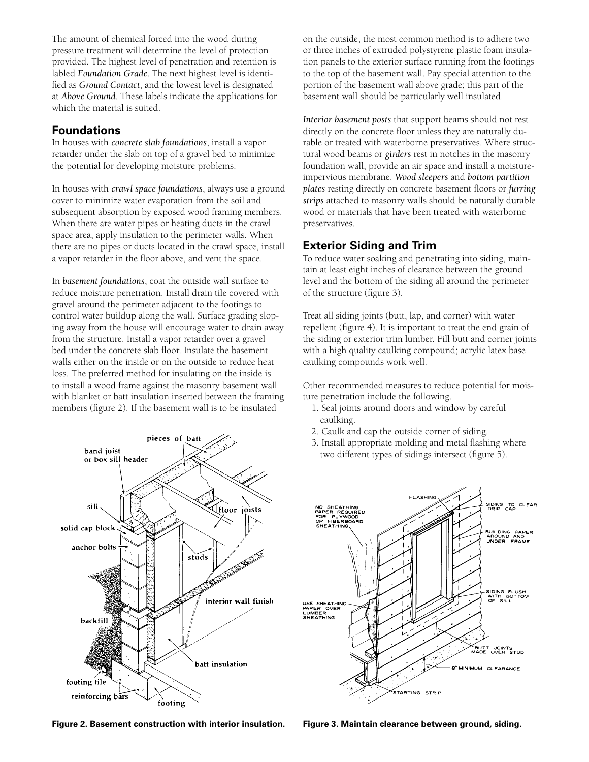The amount of chemical forced into the wood during pressure treatment will determine the level of protection provided. The highest level of penetration and retention is labled *Foundation Grade*. The next highest level is identified as *Ground Contact*, and the lowest level is designated at *Above Ground*. These labels indicate the applications for which the material is suited.

## Foundations

In houses with *concrete slab foundations*, install a vapor retarder under the slab on top of a gravel bed to minimize the potential for developing moisture problems.

In houses with *crawl space foundations*, always use a ground cover to minimize water evaporation from the soil and subsequent absorption by exposed wood framing members. When there are water pipes or heating ducts in the crawl space area, apply insulation to the perimeter walls. When there are no pipes or ducts located in the crawl space, install a vapor retarder in the floor above, and vent the space.

In *basement foundations*, coat the outside wall surface to reduce moisture penetration. Install drain tile covered with gravel around the perimeter adjacent to the footings to control water buildup along the wall. Surface grading sloping away from the house will encourage water to drain away from the structure. Install a vapor retarder over a gravel bed under the concrete slab floor. Insulate the basement walls either on the inside or on the outside to reduce heat loss. The preferred method for insulating on the inside is to install a wood frame against the masonry basement wall with blanket or batt insulation inserted between the framing members (figure 2). If the basement wall is to be insulated on the outside, the most common method is to adhere two or three inches of extruded polystyrene plastic foam insulation panels to the exterior surface running from the footings to the top of the basement wall. Pay special attention to the portion of the basement wall above grade; this part of the basement wall should be particularly well insulated.

*Interior basement posts* that support beams should not rest directly on the concrete floor unless they are naturally durable or treated with waterborne preservatives. Where structural wood beams or *girders* rest in notches in the masonry foundation wall, provide an air space and install a moisture-impervious membrane. *Wood sleepers* and *bottom partition plates* resting directly on concrete basement floors or *furring strips* attached to masonry walls should be naturally durable wood or materials that have been treated with waterborne preservatives.

## Exterior Siding and Trim

To reduce water soaking and penetrating into siding, maintain at least eight inches of clearance between the ground level and the bottom of the siding all around the perimeter of the structure (figure 3).

Treat all siding joints (butt, lap, and corner) with water repellent (figure 4). It is important to treat the end grain of the siding or exterior trim lumber. Fill butt and corner joints with a high quality caulking compound; acrylic latex base caulking compounds work well.

Other recommended measures to reduce potential for moisture penetration include the following.

1. Seal joints around doors and window by careful caulking.
2. Caulk and cap the outside corner of siding.
3. Install appropriate molding and metal flashing where two different types of sidings intersect (figure 5).

**Figure 2. Basement construction with interior insulation.**

**Figure 3. Maintain clearance between ground, siding.**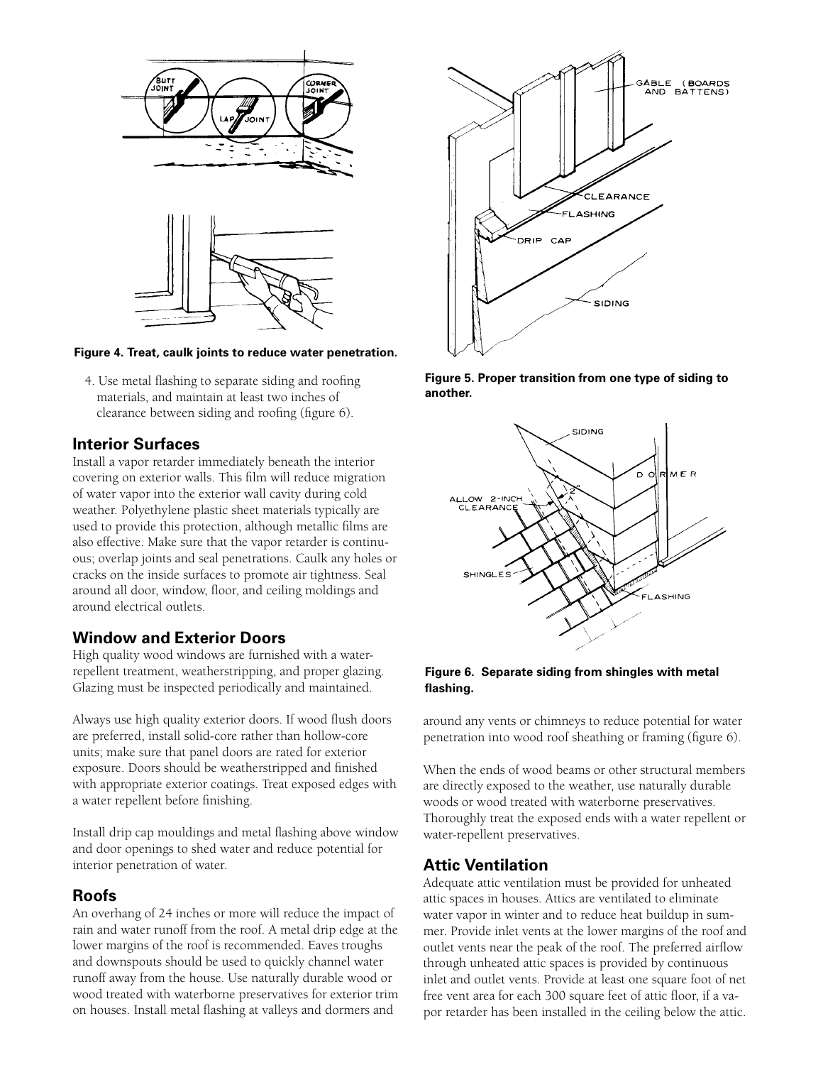**Figure 4. Treat, caulk joints to reduce water penetration.**

4. Use metal flashing to separate siding and roofing materials, and maintain at least two inches of clearance between siding and roofing (figure 6).

## Interior Surfaces

Install a vapor retarder immediately beneath the interior covering on exterior walls. This film will reduce migration of water vapor into the exterior wall cavity during cold weather. Polyethylene plastic sheet materials typically are used to provide this protection, although metallic films are also effective. Make sure that the vapor retarder is continuous; overlap joints and seal penetrations. Caulk any holes or cracks on the inside surfaces to promote air tightness. Seal around all door, window, floor, and ceiling moldings and around electrical outlets.

## Window and Exterior Doors

High quality wood windows are furnished with a water-repellent treatment, weatherstripping, and proper glazing. Glazing must be inspected periodically and maintained.

Always use high quality exterior doors. If wood flush doors are preferred, install solid-core rather than hollow-core units; make sure that panel doors are rated for exterior exposure. Doors should be weatherstripped and finished with appropriate exterior coatings. Treat exposed edges with a water repellent before finishing.

Install drip cap mouldings and metal flashing above window and door openings to shed water and reduce potential for interior penetration of water.

## Roofs

An overhang of 24 inches or more will reduce the impact of rain and water runoff from the roof. A metal drip edge at the lower margins of the roof is recommended. Eaves troughs and downspouts should be used to quickly channel water runoff away from the house. Use naturally durable wood or wood treated with waterborne preservatives for exterior trim on houses. Install metal flashing at valleys and dormers and around any vents or chimneys to reduce potential for water penetration into wood roof sheathing or framing (figure 6).

**Figure 5. Proper transition from one type of siding to another.**

**Figure 6. Separate siding from shingles with metal flashing.**

When the ends of wood beams or other structural members are directly exposed to the weather, use naturally durable woods or wood treated with waterborne preservatives. Thoroughly treat the exposed ends with a water repellent or water-repellent preservatives.

## Attic Ventilation

Adequate attic ventilation must be provided for unheated attic spaces in houses. Attics are ventilated to eliminate water vapor in winter and to reduce heat buildup in summer. Provide inlet vents at the lower margins of the roof and outlet vents near the peak of the roof. The preferred airflow through unheated attic spaces is provided by continuous inlet and outlet vents. Provide at least one square foot of net free vent area for each 300 square feet of attic floor, if a vapor retarder has been installed in the ceiling below the attic.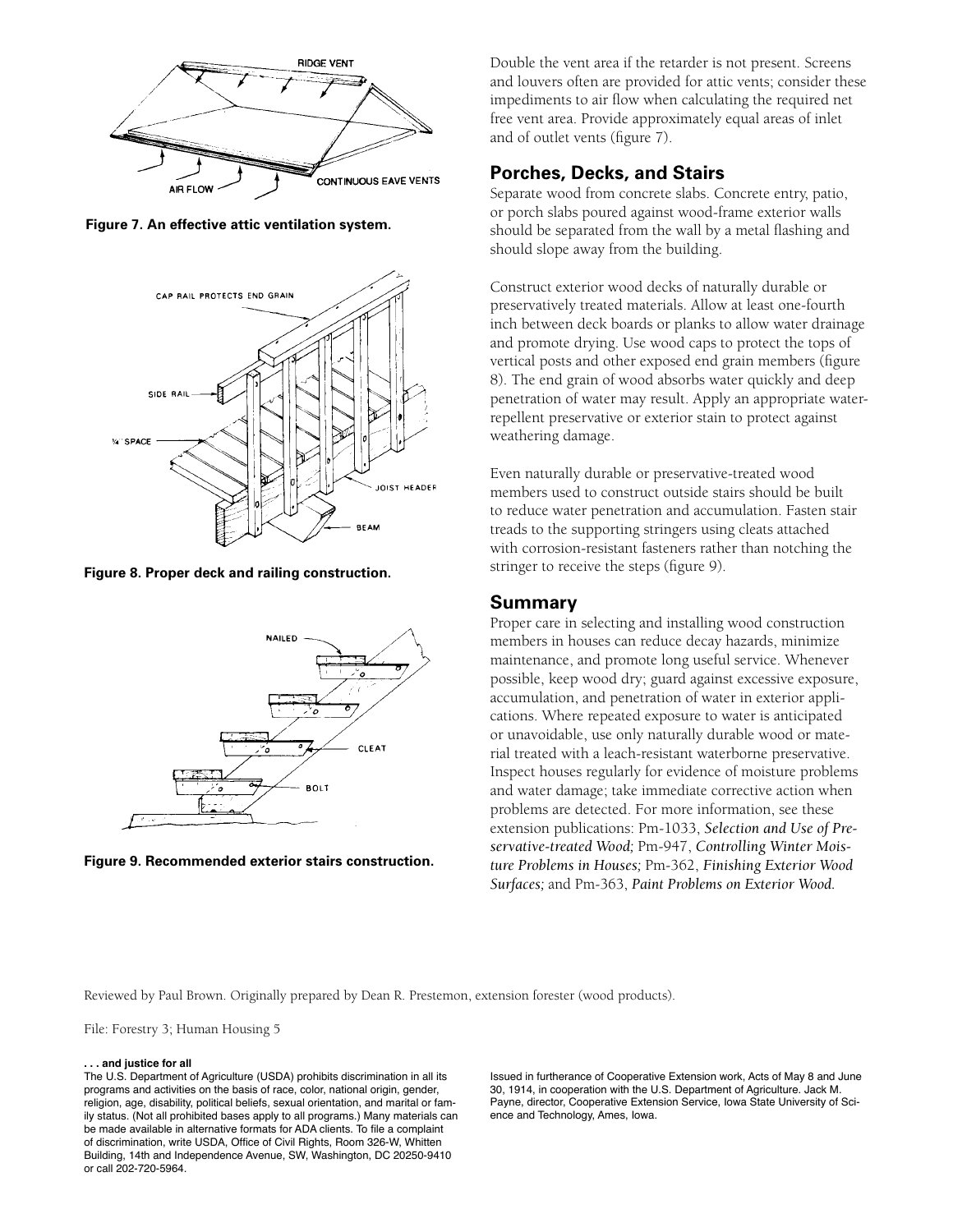RIDGE VENT

AIR FLOW

CONTINUOUS EAVE VENTS

**Figure 7. An effective attic ventilation system.**

CAP RAIL PROTECTS END GRAIN

SIDE RAIL

¼" SPACE

JOIST HEADER

BEAM

**Figure 8. Proper deck and railing construction.**

NAILED

CLEAT

BOLT

**Figure 9. Recommended exterior stairs construction.**

Double the vent area if the retarder is not present. Screens and louvers often are provided for attic vents; consider these impediments to air flow when calculating the required net free vent area. Provide approximately equal areas of inlet and of outlet vents (figure 7).

## Porches, Decks, and Stairs

Separate wood from concrete slabs. Concrete entry, patio, or porch slabs poured against wood-frame exterior walls should be separated from the wall by a metal flashing and should slope away from the building.

Construct exterior wood decks of naturally durable or preservatively treated materials. Allow at least one-fourth inch between deck boards or planks to allow water drainage and promote drying. Use wood caps to protect the tops of vertical posts and other exposed end grain members (figure 8). The end grain of wood absorbs water quickly and deep penetration of water may result. Apply an appropriate water-repellent preservative or exterior stain to protect against weathering damage.

Even naturally durable or preservative-treated wood members used to construct outside stairs should be built to reduce water penetration and accumulation. Fasten stair treads to the supporting stringers using cleats attached with corrosion-resistant fasteners rather than notching the stringer to receive the steps (figure 9).

## Summary

Proper care in selecting and installing wood construction members in houses can reduce decay hazards, minimize maintenance, and promote long useful service. Whenever possible, keep wood dry; guard against excessive exposure, accumulation, and penetration of water in exterior applications. Where repeated exposure to water is anticipated or unavoidable, use only naturally durable wood or material treated with a leach-resistant waterborne preservative. Inspect houses regularly for evidence of moisture problems and water damage; take immediate corrective action when problems are detected. For more information, see these extension publications: Pm-1033, *Selection and Use of Preservative-treated Wood;* Pm-947, *Controlling Winter Moisture Problems in Houses;* Pm-362, *Finishing Exterior Wood Surfaces;* and Pm-363, *Paint Problems on Exterior Wood.*

Reviewed by Paul Brown. Originally prepared by Dean R. Prestemon, extension forester (wood products).

File: Forestry 3; Human Housing 5

**. . . and justice for all**
The U.S. Department of Agriculture (USDA) prohibits discrimination in all its programs and activities on the basis of race, color, national origin, gender, religion, age, disability, political beliefs, sexual orientation, and marital or family status. (Not all prohibited bases apply to all programs.) Many materials can be made available in alternative formats for ADA clients. To file a complaint of discrimination, write USDA, Office of Civil Rights, Room 326-W, Whitten Building, 14th and Independence Avenue, SW, Washington, DC 20250-9410 or call 202-720-5964.

Issued in furtherance of Cooperative Extension work, Acts of May 8 and June 30, 1914, in cooperation with the U.S. Department of Agriculture. Jack M. Payne, director, Cooperative Extension Service, Iowa State University of Science and Technology, Ames, Iowa.